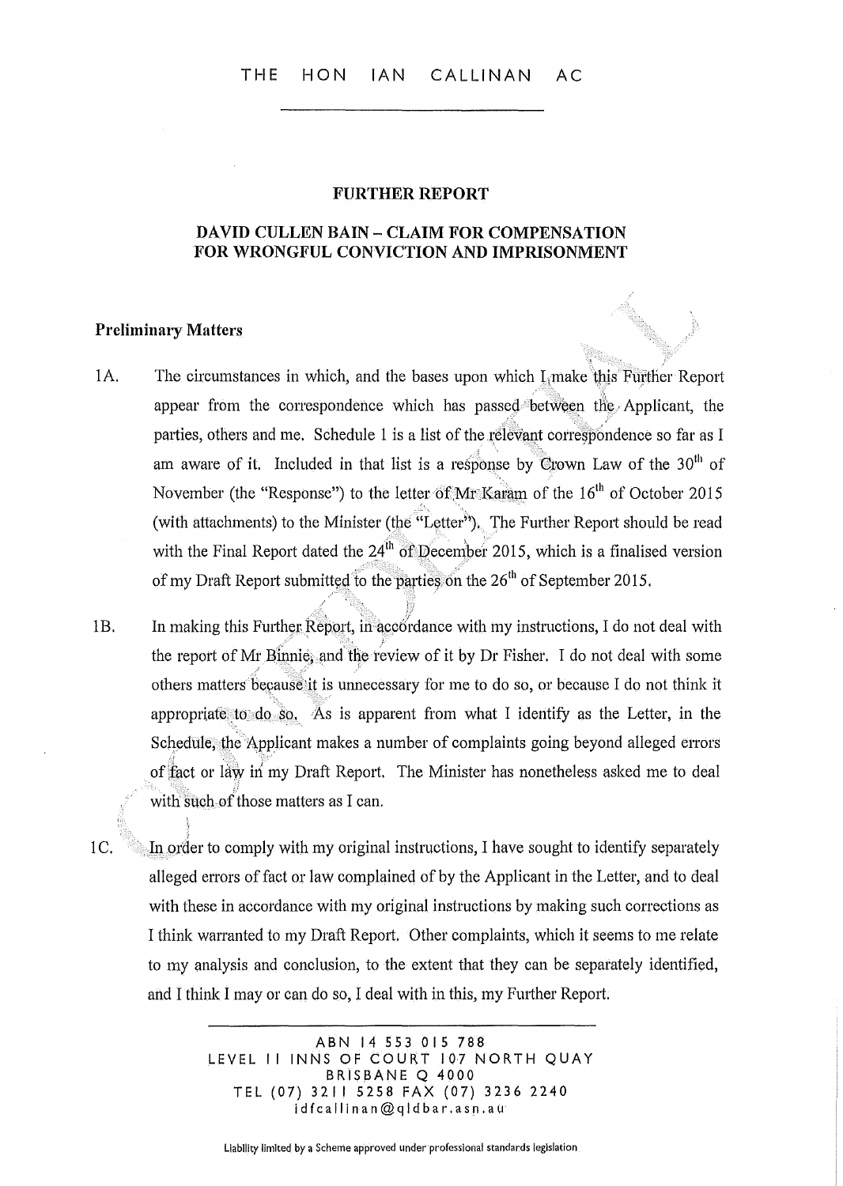THE HON IAN CALLINAN AC

## FURTHER REPORT

## DAVID CULLEN BAIN – CLAIM FOR COMPENSATION FOR WRONGFUL CONVICTION AND IMPRISONMENT

### Preliminary Matters

1A. The circumstances in which, and the bases upon which I make this Further Report appear from the correspondence which has passed between the Applicant, the parties, others and me. Schedule 1 is a list of the relevant correspondence so far as I am aware of it. Included in that list is a response by Crown Law of the 30th of November (the "Response") to the letter of Mr Karam of the 16th of October 2015 (with attachments) to the Minister (the "Letter"). The Further Report should be read with the Final Report dated the 24th of December 2015, which is a finalised version of my Draft Report submitted to the parties on the 26th of September 2015.

1B. In making this Further Report, in accordance with my instructions, I do not deal with the report of Mr Binnie, and the review of it by Dr Fisher. I do not deal with some others matters because it is unnecessary for me to do so, or because I do not think it appropriate to do so. As is apparent from what I identify as the Letter, in the Schedule, the Applicant makes a number of complaints going beyond alleged errors of fact or law in my Draft Report. The Minister has nonetheless asked me to deal with such of those matters as I can.

1C. In order to comply with my original instructions, I have sought to identify separately alleged errors of fact or law complained of by the Applicant in the Letter, and to deal with these in accordance with my original instructions by making such corrections as I think warranted to my Draft Report. Other complaints, which it seems to me relate to my analysis and conclusion, to the extent that they can be separately identified, and I think I may or can do so, I deal with in this, my Further Report.

ABN 14 553 015 788
LEVEL 11 INNS OF COURT 107 NORTH QUAY
BRISBANE Q 4000
TEL (07) 3211 5258 FAX (07) 3236 2240
idfcallinan@qldbar.asn.au

Liability limited by a Scheme approved under professional standards legislation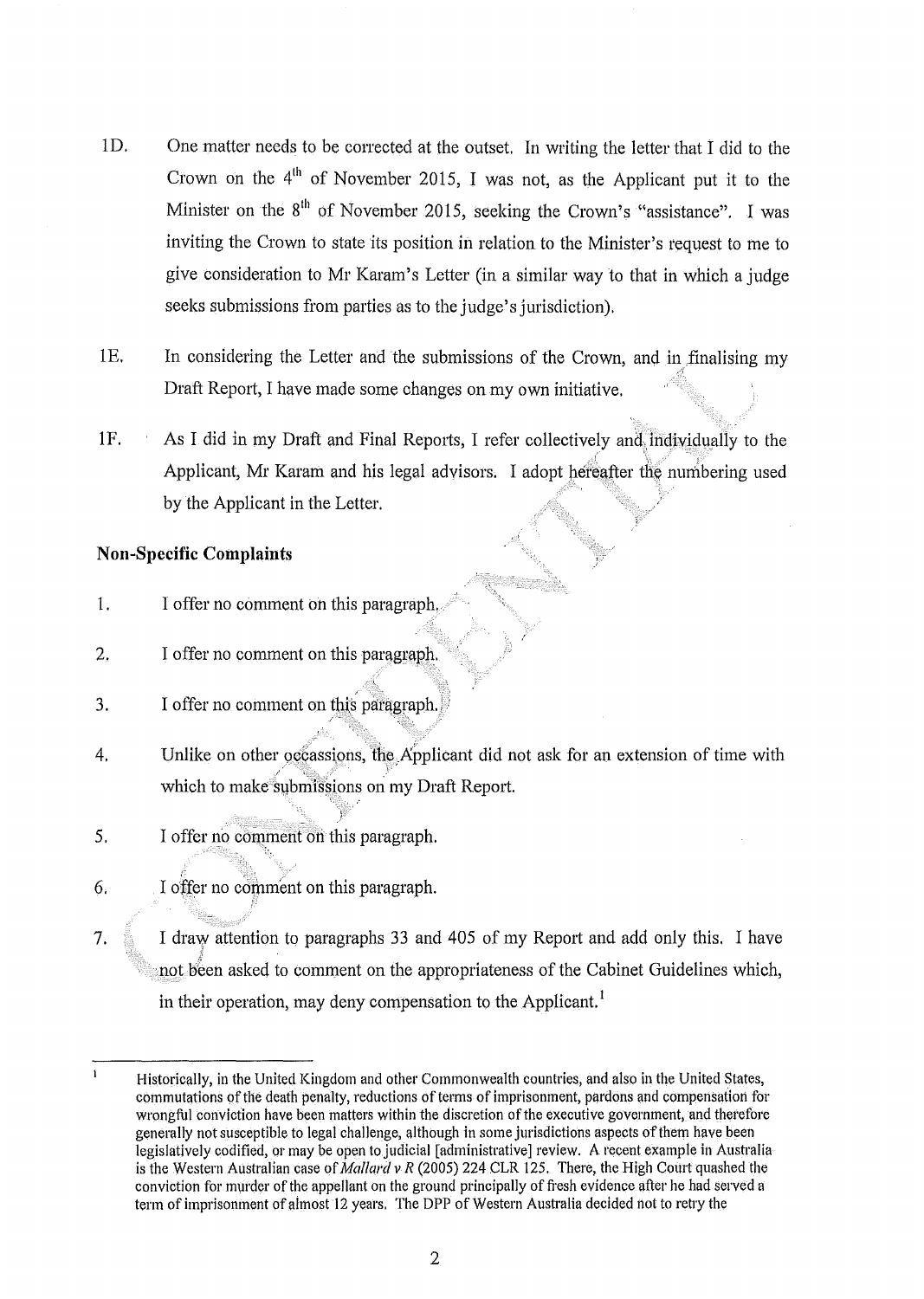1D. One matter needs to be corrected at the outset. In writing the letter that I did to the Crown on the 4th of November 2015, I was not, as the Applicant put it to the Minister on the 8th of November 2015, seeking the Crown's "assistance". I was inviting the Crown to state its position in relation to the Minister's request to me to give consideration to Mr Karam's Letter (in a similar way to that in which a judge seeks submissions from parties as to the judge's jurisdiction).

1E. In considering the Letter and the submissions of the Crown, and in finalising my Draft Report, I have made some changes on my own initiative.

1F. As I did in my Draft and Final Reports, I refer collectively and individually to the Applicant, Mr Karam and his legal advisors. I adopt hereafter the numbering used by the Applicant in the Letter.

**Non-Specific Complaints**

1. I offer no comment on this paragraph.

2. I offer no comment on this paragraph.

3. I offer no comment on this paragraph.

4. Unlike on other occassions, the Applicant did not ask for an extension of time with which to make submissions on my Draft Report.

5. I offer no comment on this paragraph.

6. I offer no comment on this paragraph.

7. I draw attention to paragraphs 33 and 405 of my Report and add only this. I have not been asked to comment on the appropriateness of the Cabinet Guidelines which, in their operation, may deny compensation to the Applicant.[1]

---

[1] Historically, in the United Kingdom and other Commonwealth countries, and also in the United States, commutations of the death penalty, reductions of terms of imprisonment, pardons and compensation for wrongful conviction have been matters within the discretion of the executive government, and therefore generally not susceptible to legal challenge, although in some jurisdictions aspects of them have been legislatively codified, or may be open to judicial [administrative] review. A recent example in Australia is the Western Australian case of *Mallard v R* (2005) 224 CLR 125. There, the High Court quashed the conviction for murder of the appellant on the ground principally of fresh evidence after he had served a term of imprisonment of almost 12 years. The DPP of Western Australia decided not to retry the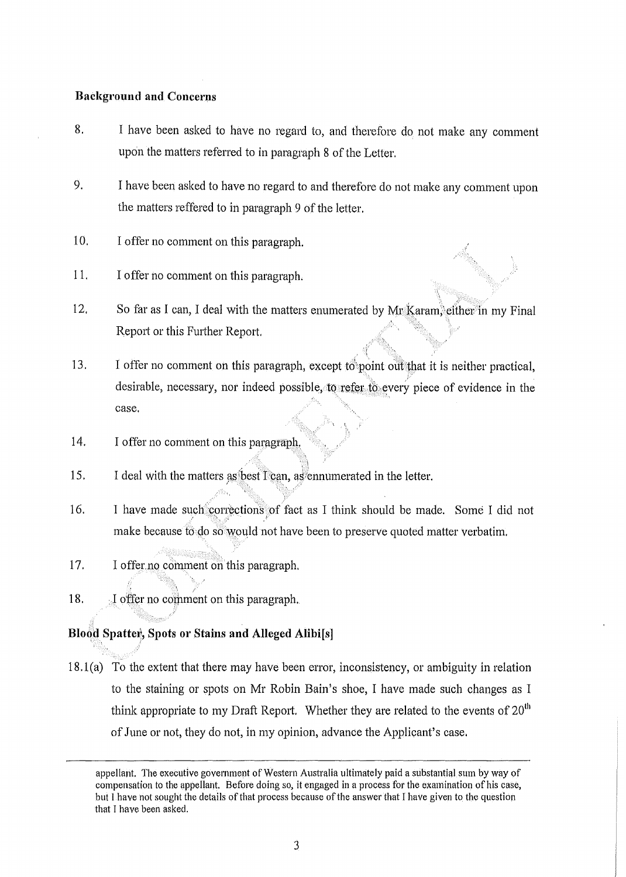**Background and Concerns**

8. I have been asked to have no regard to, and therefore do not make any comment upon the matters referred to in paragraph 8 of the Letter.

9. I have been asked to have no regard to and therefore do not make any comment upon the matters reffered to in paragraph 9 of the letter.

10. I offer no comment on this paragraph.

11. I offer no comment on this paragraph.

12. So far as I can, I deal with the matters enumerated by Mr Karam, either in my Final Report or this Further Report.

13. I offer no comment on this paragraph, except to point out that it is neither practical, desirable, necessary, nor indeed possible, to refer to every piece of evidence in the case.

14. I offer no comment on this paragraph.

15. I deal with the matters as best I can, as ennumerated in the letter.

16. I have made such corrections of fact as I think should be made. Some I did not make because to do so would not have been to preserve quoted matter verbatim.

17. I offer no comment on this paragraph.

18. I offer no comment on this paragraph.

**Blood Spatter, Spots or Stains and Alleged Alibi[s]**

18.1(a) To the extent that there may have been error, inconsistency, or ambiguity in relation to the staining or spots on Mr Robin Bain's shoe, I have made such changes as I think appropriate to my Draft Report. Whether they are related to the events of 20th of June or not, they do not, in my opinion, advance the Applicant's case.

---

appellant. The executive government of Western Australia ultimately paid a substantial sum by way of compensation to the appellant. Before doing so, it engaged in a process for the examination of his case, but I have not sought the details of that process because of the answer that I have given to the question that I have been asked.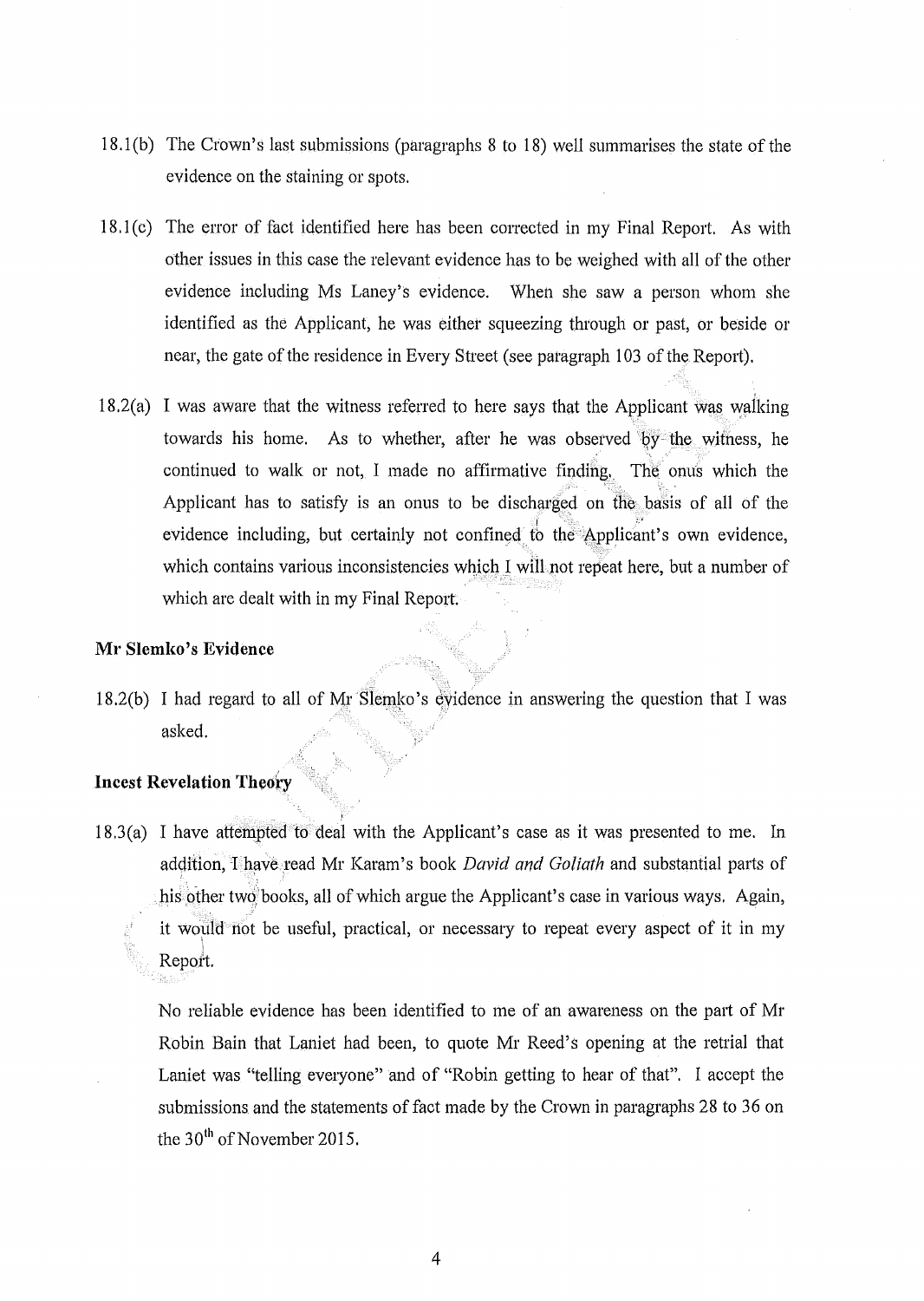18.1(b) The Crown's last submissions (paragraphs 8 to 18) well summarises the state of the evidence on the staining or spots.

18.1(c) The error of fact identified here has been corrected in my Final Report. As with other issues in this case the relevant evidence has to be weighed with all of the other evidence including Ms Laney's evidence. When she saw a person whom she identified as the Applicant, he was either squeezing through or past, or beside or near, the gate of the residence in Every Street (see paragraph 103 of the Report).

18.2(a) I was aware that the witness referred to here says that the Applicant was walking towards his home. As to whether, after he was observed by the witness, he continued to walk or not, I made no affirmative finding. The onus which the Applicant has to satisfy is an onus to be discharged on the basis of all of the evidence including, but certainly not confined to the Applicant's own evidence, which contains various inconsistencies which I will not repeat here, but a number of which are dealt with in my Final Report.

**Mr Slemko's Evidence**

18.2(b) I had regard to all of Mr Slemko's evidence in answering the question that I was asked.

**Incest Revelation Theory**

18.3(a) I have attempted to deal with the Applicant's case as it was presented to me. In addition, I have read Mr Karam's book *David and Goliath* and substantial parts of his other two books, all of which argue the Applicant's case in various ways. Again, it would not be useful, practical, or necessary to repeat every aspect of it in my Report.

No reliable evidence has been identified to me of an awareness on the part of Mr Robin Bain that Laniet had been, to quote Mr Reed's opening at the retrial that Laniet was "telling everyone" and of "Robin getting to hear of that". I accept the submissions and the statements of fact made by the Crown in paragraphs 28 to 36 on the 30th of November 2015.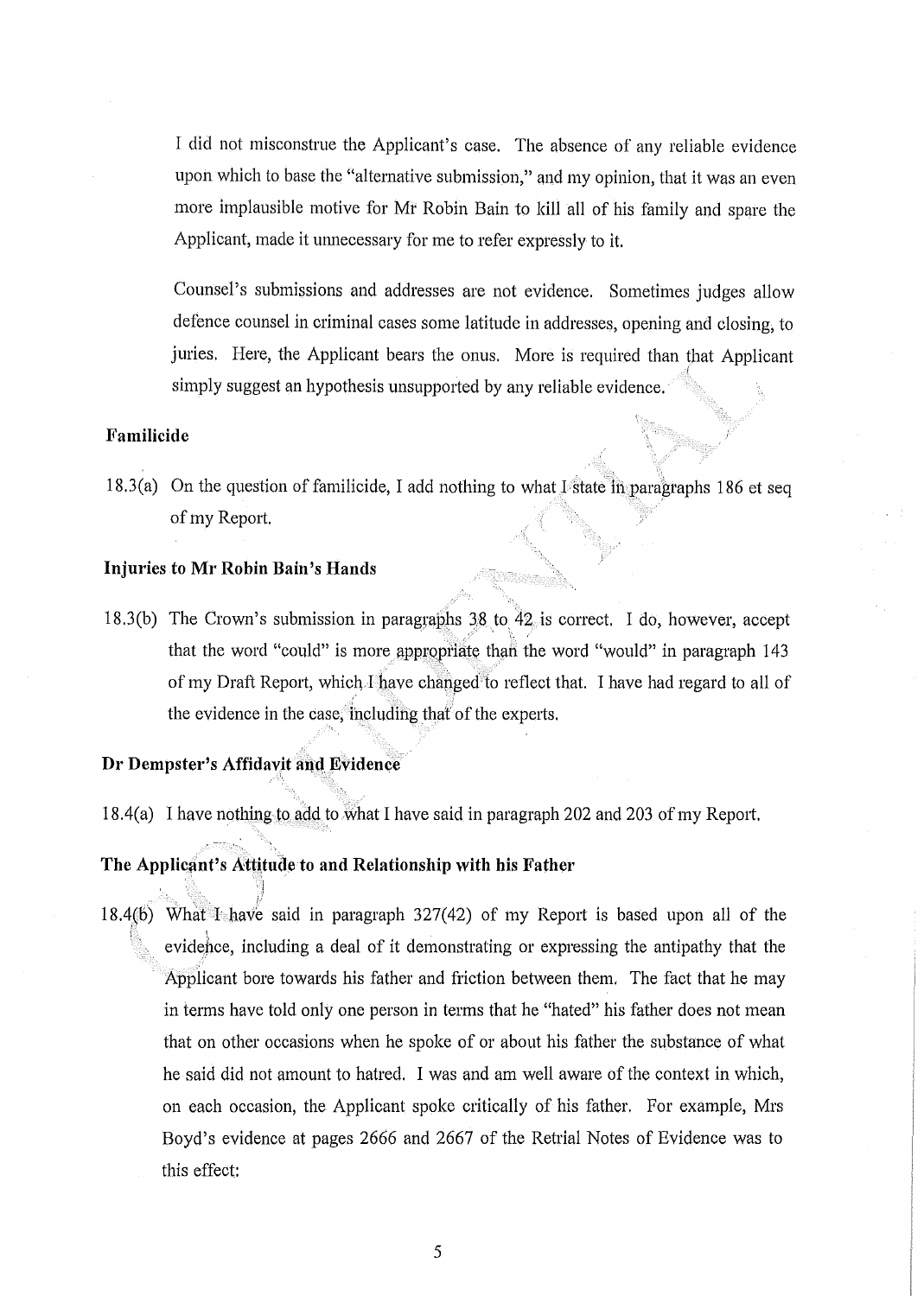I did not misconstrue the Applicant's case. The absence of any reliable evidence upon which to base the "alternative submission," and my opinion, that it was an even more implausible motive for Mr Robin Bain to kill all of his family and spare the Applicant, made it unnecessary for me to refer expressly to it.

Counsel's submissions and addresses are not evidence. Sometimes judges allow defence counsel in criminal cases some latitude in addresses, opening and closing, to juries. Here, the Applicant bears the onus. More is required than that Applicant simply suggest an hypothesis unsupported by any reliable evidence.

**Familicide**

18.3(a) On the question of familicide, I add nothing to what I state in paragraphs 186 et seq of my Report.

**Injuries to Mr Robin Bain's Hands**

18.3(b) The Crown's submission in paragraphs 38 to 42 is correct. I do, however, accept that the word "could" is more appropriate than the word "would" in paragraph 143 of my Draft Report, which I have changed to reflect that. I have had regard to all of the evidence in the case, including that of the experts.

**Dr Dempster's Affidavit and Evidence**

18.4(a) I have nothing to add to what I have said in paragraph 202 and 203 of my Report.

**The Applicant's Attitude to and Relationship with his Father**

18.4(b) What I have said in paragraph 327(42) of my Report is based upon all of the evidence, including a deal of it demonstrating or expressing the antipathy that the Applicant bore towards his father and friction between them. The fact that he may in terms have told only one person in terms that he "hated" his father does not mean that on other occasions when he spoke of or about his father the substance of what he said did not amount to hatred. I was and am well aware of the context in which, on each occasion, the Applicant spoke critically of his father. For example, Mrs Boyd's evidence at pages 2666 and 2667 of the Retrial Notes of Evidence was to this effect: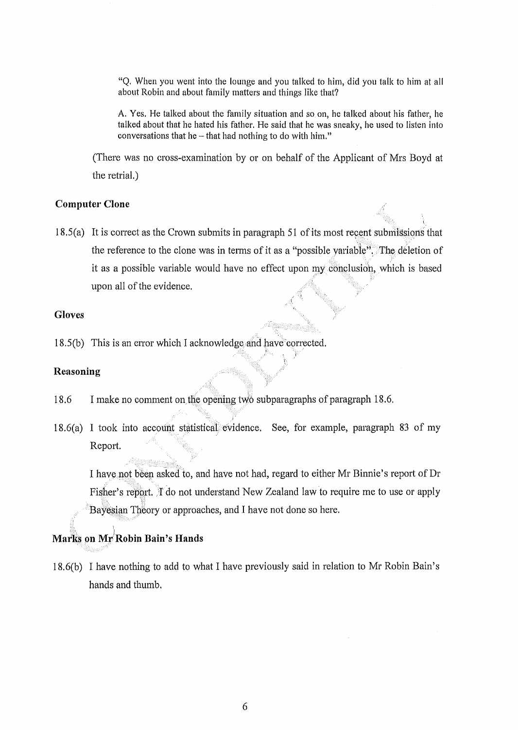> "Q. When you went into the lounge and you talked to him, did you talk to him at all about Robin and about family matters and things like that?
>
> A. Yes. He talked about the family situation and so on, he talked about his father, he talked about that he hated his father. He said that he was sneaky, he used to listen into conversations that he – that had nothing to do with him."

(There was no cross-examination by or on behalf of the Applicant of Mrs Boyd at the retrial.)

**Computer Clone**

18.5(a) It is correct as the Crown submits in paragraph 51 of its most recent submissions that the reference to the clone was in terms of it as a "possible variable". The deletion of it as a possible variable would have no effect upon my conclusion, which is based upon all of the evidence.

**Gloves**

18.5(b) This is an error which I acknowledge and have corrected.

**Reasoning**

18.6 I make no comment on the opening two subparagraphs of paragraph 18.6.

18.6(a) I took into account statistical evidence. See, for example, paragraph 83 of my Report.

I have not been asked to, and have not had, regard to either Mr Binnie's report of Dr Fisher's report. I do not understand New Zealand law to require me to use or apply Bayesian Theory or approaches, and I have not done so here.

**Marks on Mr Robin Bain's Hands**

18.6(b) I have nothing to add to what I have previously said in relation to Mr Robin Bain's hands and thumb.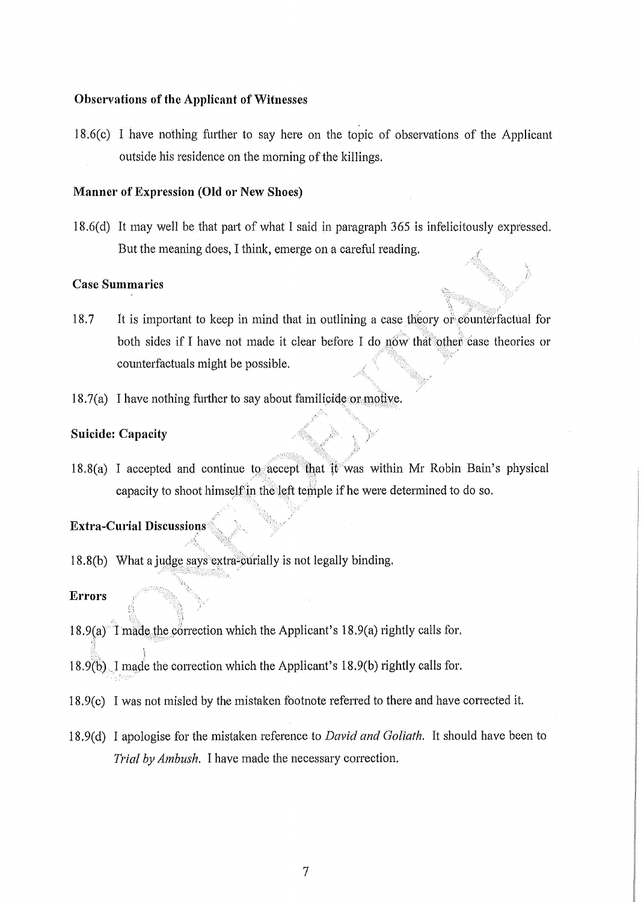**Observations of the Applicant of Witnesses**

18.6(c) I have nothing further to say here on the topic of observations of the Applicant outside his residence on the morning of the killings.

**Manner of Expression (Old or New Shoes)**

18.6(d) It may well be that part of what I said in paragraph 365 is infelicitously expressed. But the meaning does, I think, emerge on a careful reading.

**Case Summaries**

18.7 It is important to keep in mind that in outlining a case theory or counterfactual for both sides if I have not made it clear before I do now that other case theories or counterfactuals might be possible.

18.7(a) I have nothing further to say about familicide or motive.

**Suicide: Capacity**

18.8(a) I accepted and continue to accept that it was within Mr Robin Bain's physical capacity to shoot himself in the left temple if he were determined to do so.

**Extra-Curial Discussions**

18.8(b) What a judge says extra-curially is not legally binding.

**Errors**

18.9(a) I made the correction which the Applicant's 18.9(a) rightly calls for.

18.9(b) I made the correction which the Applicant's 18.9(b) rightly calls for.

18.9(c) I was not misled by the mistaken footnote referred to there and have corrected it.

18.9(d) I apologise for the mistaken reference to *David and Goliath*. It should have been to *Trial by Ambush*. I have made the necessary correction.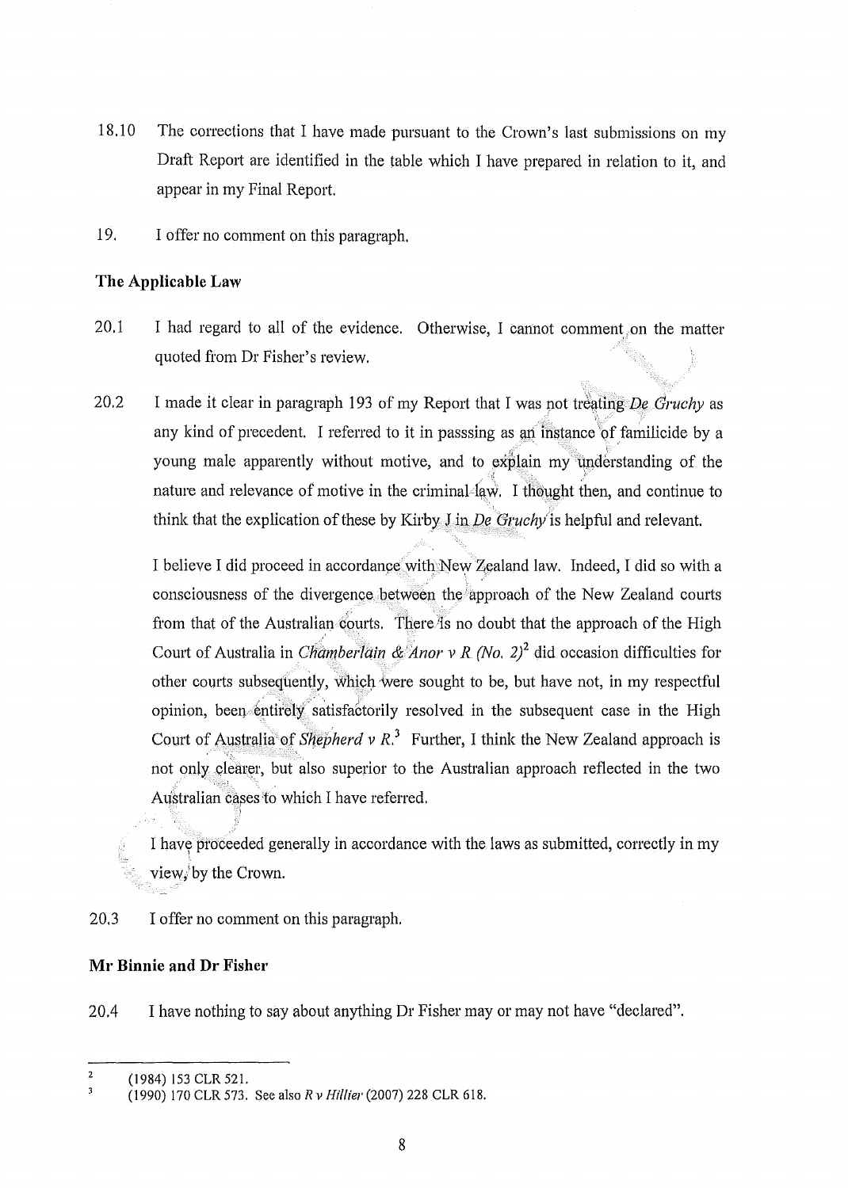18.10 The corrections that I have made pursuant to the Crown's last submissions on my Draft Report are identified in the table which I have prepared in relation to it, and appear in my Final Report.

19. I offer no comment on this paragraph.

**The Applicable Law**

20.1 I had regard to all of the evidence. Otherwise, I cannot comment on the matter quoted from Dr Fisher's review.

20.2 I made it clear in paragraph 193 of my Report that I was not treating *De Gruchy* as any kind of precedent. I referred to it in passsing as an instance of familicide by a young male apparently without motive, and to explain my understanding of the nature and relevance of motive in the criminal law. I thought then, and continue to think that the explication of these by Kirby J in *De Gruchy* is helpful and relevant.

I believe I did proceed in accordance with New Zealand law. Indeed, I did so with a consciousness of the divergence between the approach of the New Zealand courts from that of the Australian courts. There is no doubt that the approach of the High Court of Australia in *Chamberlain & Anor v R (No. 2)*[2] did occasion difficulties for other courts subsequently, which were sought to be, but have not, in my respectful opinion, been entirely satisfactorily resolved in the subsequent case in the High Court of Australia of *Shepherd v R.*[3] Further, I think the New Zealand approach is not only clearer, but also superior to the Australian approach reflected in the two Australian cases to which I have referred.

I have proceeded generally in accordance with the laws as submitted, correctly in my view, by the Crown.

20.3 I offer no comment on this paragraph.

**Mr Binnie and Dr Fisher**

20.4 I have nothing to say about anything Dr Fisher may or may not have "declared".

---

[2] (1984) 153 CLR 521.

[3] (1990) 170 CLR 573. See also *R v Hillier* (2007) 228 CLR 618.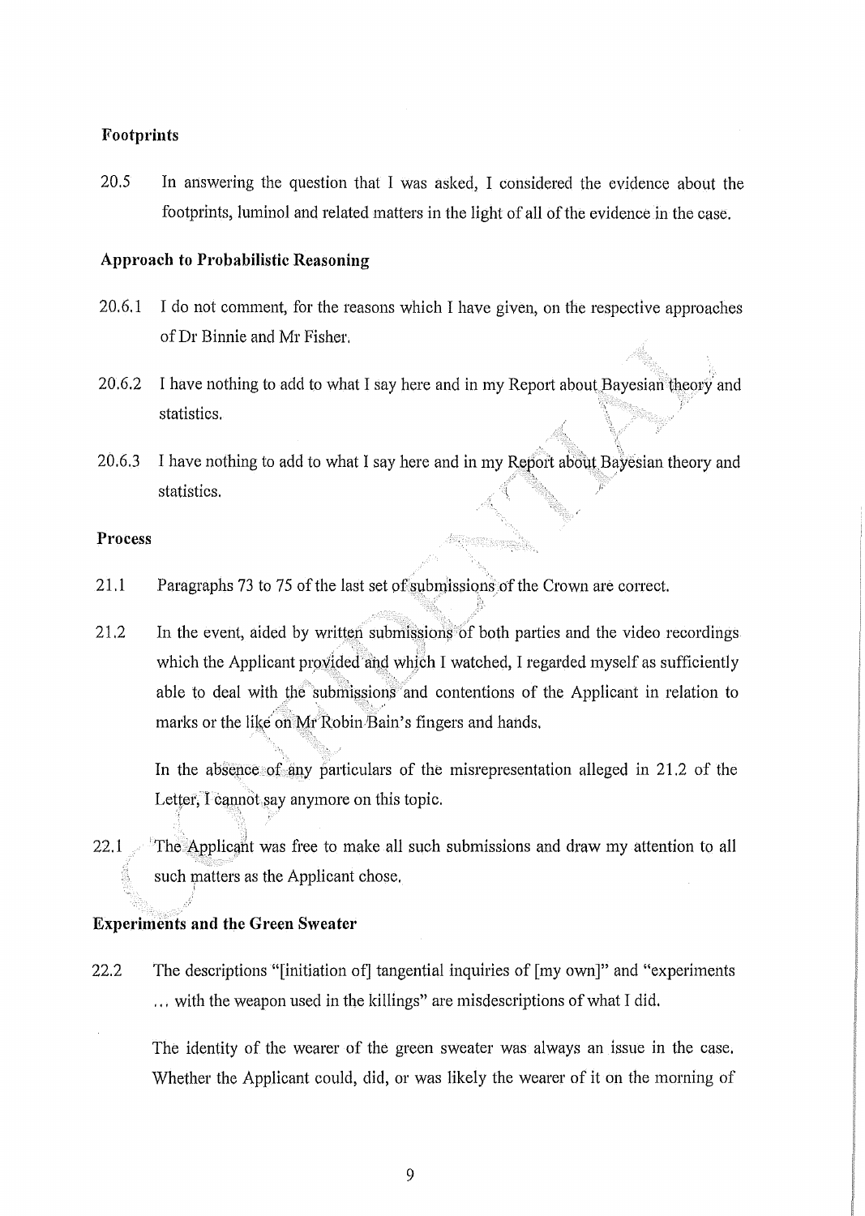**Footprints**

20.5 In answering the question that I was asked, I considered the evidence about the footprints, luminol and related matters in the light of all of the evidence in the case.

**Approach to Probabilistic Reasoning**

20.6.1 I do not comment, for the reasons which I have given, on the respective approaches of Dr Binnie and Mr Fisher.

20.6.2 I have nothing to add to what I say here and in my Report about Bayesian theory and statistics.

20.6.3 I have nothing to add to what I say here and in my Report about Bayesian theory and statistics.

**Process**

21.1 Paragraphs 73 to 75 of the last set of submissions of the Crown are correct.

21.2 In the event, aided by written submissions of both parties and the video recordings which the Applicant provided and which I watched, I regarded myself as sufficiently able to deal with the submissions and contentions of the Applicant in relation to marks or the like on Mr Robin Bain's fingers and hands.

In the absence of any particulars of the misrepresentation alleged in 21.2 of the Letter, I cannot say anymore on this topic.

22.1 The Applicant was free to make all such submissions and draw my attention to all such matters as the Applicant chose.

**Experiments and the Green Sweater**

22.2 The descriptions "[initiation of] tangential inquiries of [my own]" and "experiments … with the weapon used in the killings" are misdescriptions of what I did.

The identity of the wearer of the green sweater was always an issue in the case. Whether the Applicant could, did, or was likely the wearer of it on the morning of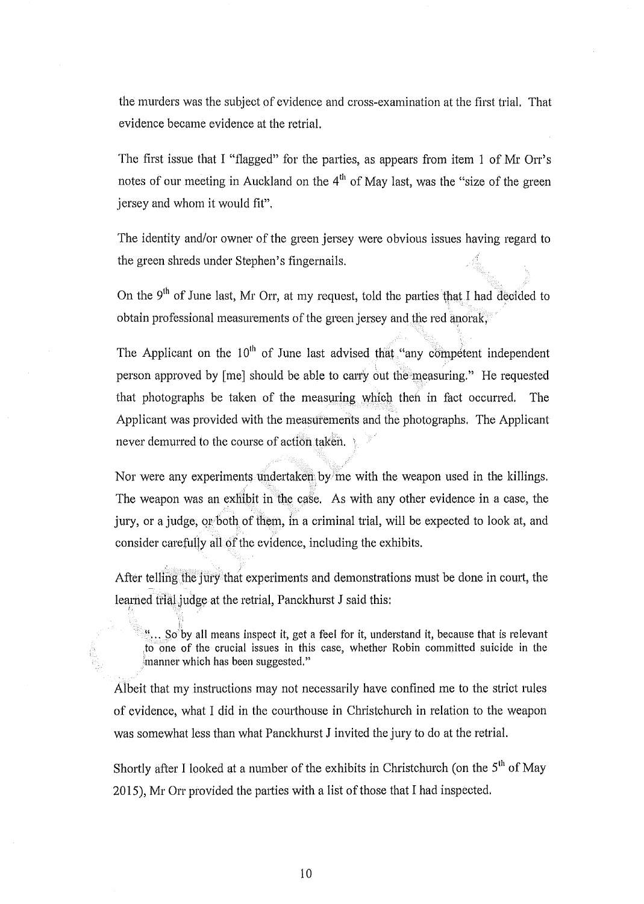the murders was the subject of evidence and cross-examination at the first trial. That evidence became evidence at the retrial.

The first issue that I "flagged" for the parties, as appears from item 1 of Mr Orr's notes of our meeting in Auckland on the 4th of May last, was the "size of the green jersey and whom it would fit".

The identity and/or owner of the green jersey were obvious issues having regard to the green shreds under Stephen's fingernails.

On the 9th of June last, Mr Orr, at my request, told the parties that I had decided to obtain professional measurements of the green jersey and the red anorak.

The Applicant on the 10th of June last advised that "any competent independent person approved by [me] should be able to carry out the measuring." He requested that photographs be taken of the measuring which then in fact occurred. The Applicant was provided with the measurements and the photographs. The Applicant never demurred to the course of action taken.

Nor were any experiments undertaken by me with the weapon used in the killings. The weapon was an exhibit in the case. As with any other evidence in a case, the jury, or a judge, or both of them, in a criminal trial, will be expected to look at, and consider carefully all of the evidence, including the exhibits.

After telling the jury that experiments and demonstrations must be done in court, the learned trial judge at the retrial, Panckhurst J said this:

> "... So by all means inspect it, get a feel for it, understand it, because that is relevant to one of the crucial issues in this case, whether Robin committed suicide in the manner which has been suggested."

Albeit that my instructions may not necessarily have confined me to the strict rules of evidence, what I did in the courthouse in Christchurch in relation to the weapon was somewhat less than what Panckhurst J invited the jury to do at the retrial.

Shortly after I looked at a number of the exhibits in Christchurch (on the 5th of May 2015), Mr Orr provided the parties with a list of those that I had inspected.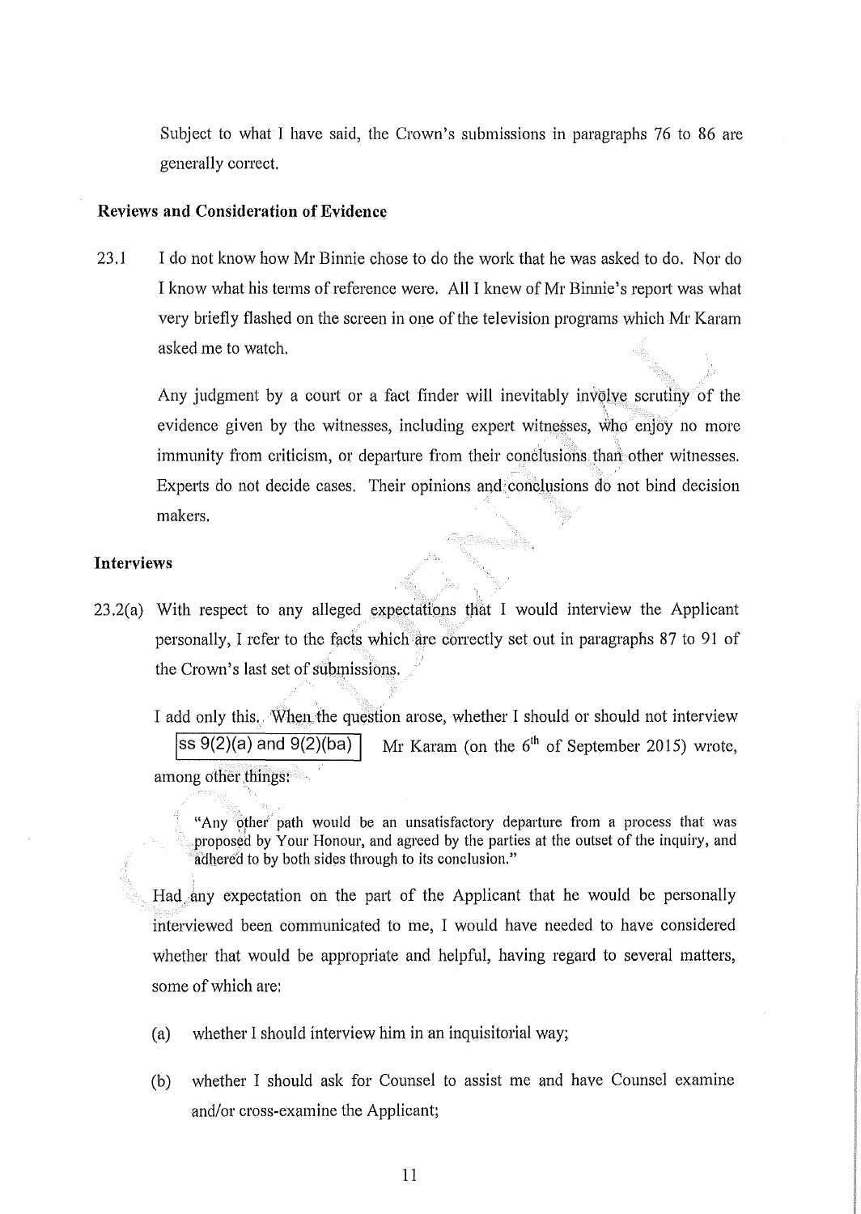Subject to what I have said, the Crown's submissions in paragraphs 76 to 86 are generally correct.

### Reviews and Consideration of Evidence

23.1 I do not know how Mr Binnie chose to do the work that he was asked to do. Nor do I know what his terms of reference were. All I knew of Mr Binnie's report was what very briefly flashed on the screen in one of the television programs which Mr Karam asked me to watch.

Any judgment by a court or a fact finder will inevitably involve scrutiny of the evidence given by the witnesses, including expert witnesses, who enjoy no more immunity from criticism, or departure from their conclusions than other witnesses. Experts do not decide cases. Their opinions and conclusions do not bind decision makers.

### Interviews

23.2(a) With respect to any alleged expectations that I would interview the Applicant personally, I refer to the facts which are correctly set out in paragraphs 87 to 91 of the Crown's last set of submissions.

I add only this. When the question arose, whether I should or should not interview [ss 9(2)(a) and 9(2)(ba)] Mr Karam (on the 6th of September 2015) wrote, among other things:

> "Any other path would be an unsatisfactory departure from a process that was proposed by Your Honour, and agreed by the parties at the outset of the inquiry, and adhered to by both sides through to its conclusion."

Had any expectation on the part of the Applicant that he would be personally interviewed been communicated to me, I would have needed to have considered whether that would be appropriate and helpful, having regard to several matters, some of which are:

(a) whether I should interview him in an inquisitorial way;

(b) whether I should ask for Counsel to assist me and have Counsel examine and/or cross-examine the Applicant;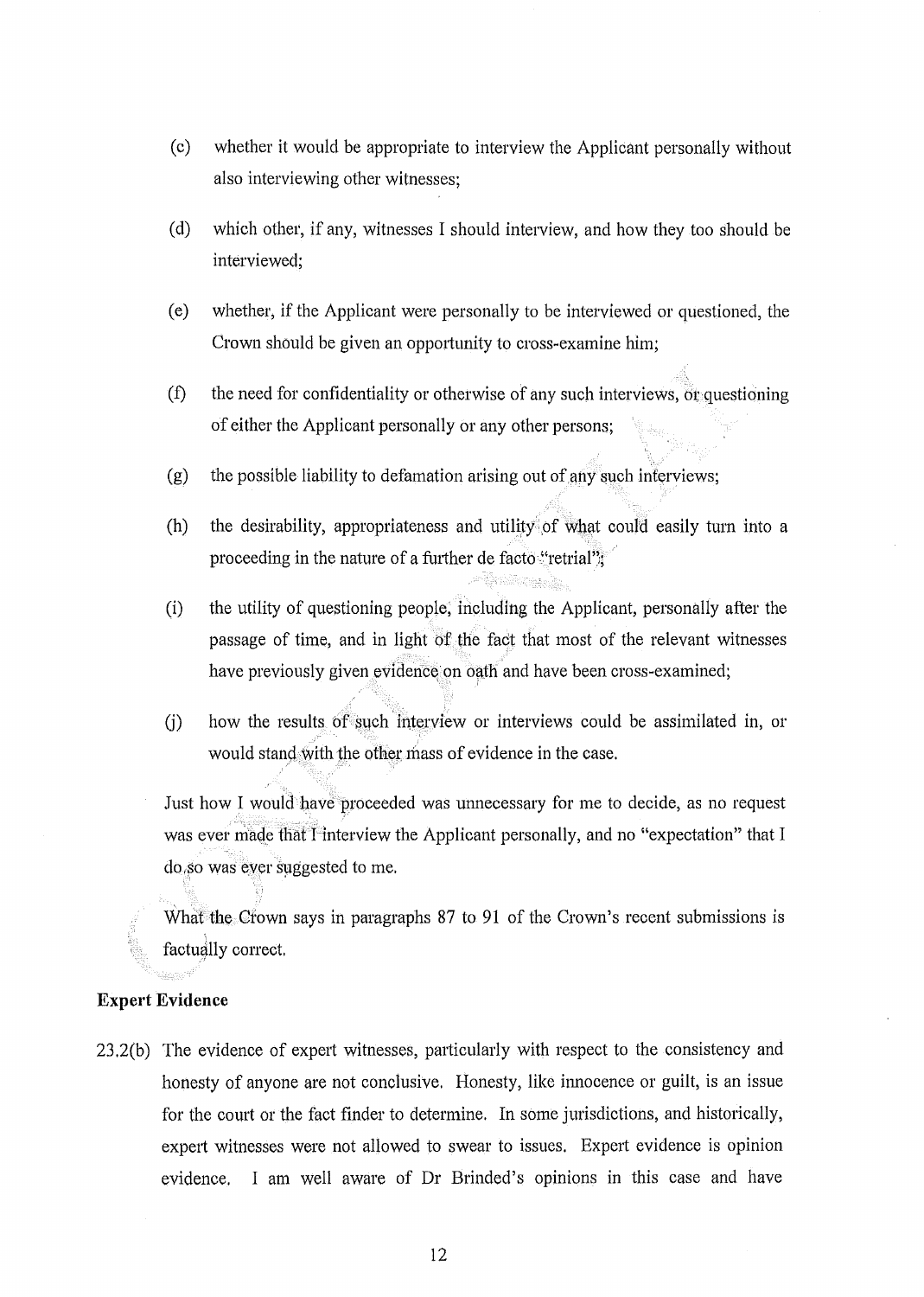(c) whether it would be appropriate to interview the Applicant personally without also interviewing other witnesses;

(d) which other, if any, witnesses I should interview, and how they too should be interviewed;

(e) whether, if the Applicant were personally to be interviewed or questioned, the Crown should be given an opportunity to cross-examine him;

(f) the need for confidentiality or otherwise of any such interviews, or questioning of either the Applicant personally or any other persons;

(g) the possible liability to defamation arising out of any such interviews;

(h) the desirability, appropriateness and utility of what could easily turn into a proceeding in the nature of a further de facto "retrial";

(i) the utility of questioning people, including the Applicant, personally after the passage of time, and in light of the fact that most of the relevant witnesses have previously given evidence on oath and have been cross-examined;

(j) how the results of such interview or interviews could be assimilated in, or would stand with the other mass of evidence in the case.

Just how I would have proceeded was unnecessary for me to decide, as no request was ever made that I interview the Applicant personally, and no "expectation" that I do so was ever suggested to me.

What the Crown says in paragraphs 87 to 91 of the Crown's recent submissions is factually correct.

**Expert Evidence**

23.2(b) The evidence of expert witnesses, particularly with respect to the consistency and honesty of anyone are not conclusive. Honesty, like innocence or guilt, is an issue for the court or the fact finder to determine. In some jurisdictions, and historically, expert witnesses were not allowed to swear to issues. Expert evidence is opinion evidence. I am well aware of Dr Brinded's opinions in this case and have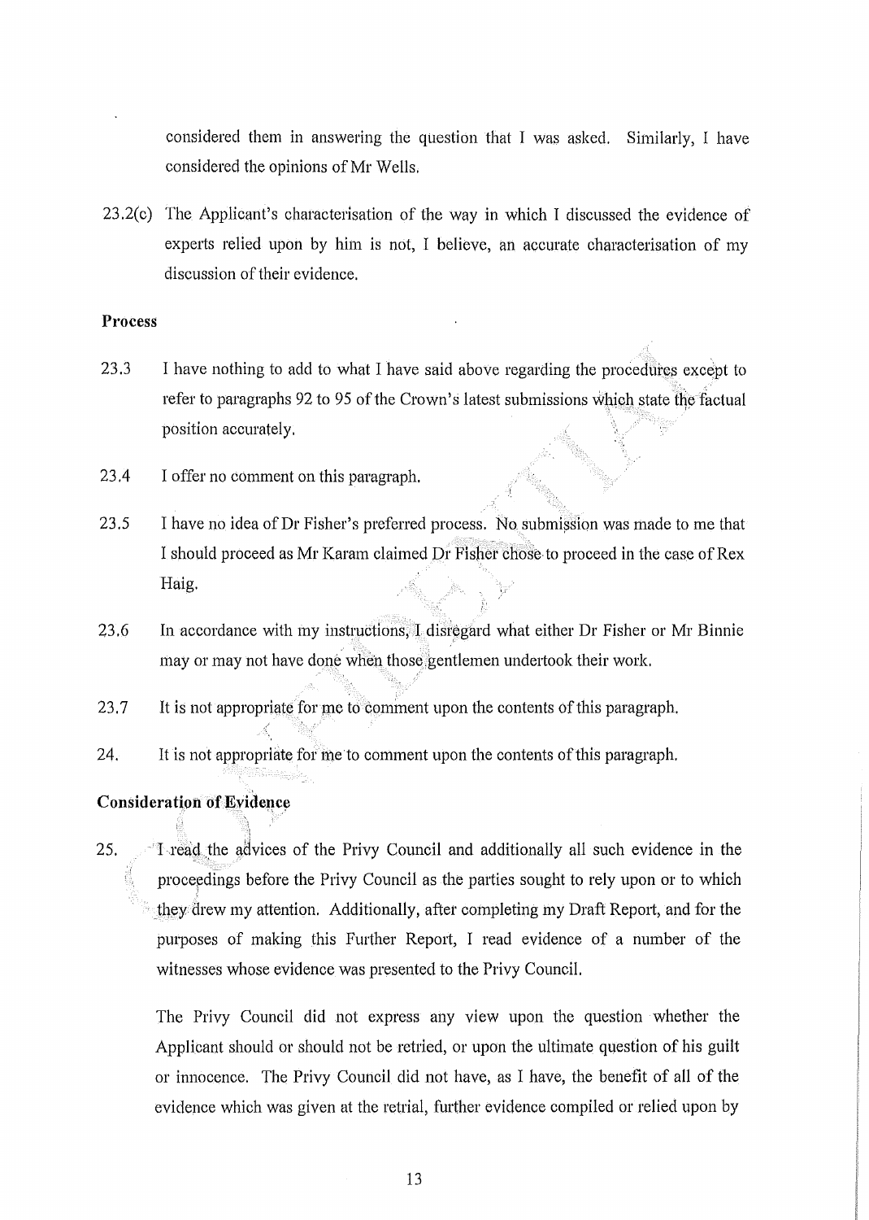considered them in answering the question that I was asked. Similarly, I have considered the opinions of Mr Wells.

23.2(c) The Applicant's characterisation of the way in which I discussed the evidence of experts relied upon by him is not, I believe, an accurate characterisation of my discussion of their evidence.

**Process**

23.3 I have nothing to add to what I have said above regarding the procedures except to refer to paragraphs 92 to 95 of the Crown's latest submissions which state the factual position accurately.

23.4 I offer no comment on this paragraph.

23.5 I have no idea of Dr Fisher's preferred process. No submission was made to me that I should proceed as Mr Karam claimed Dr Fisher chose to proceed in the case of Rex Haig.

23.6 In accordance with my instructions, I disregard what either Dr Fisher or Mr Binnie may or may not have done when those gentlemen undertook their work.

23.7 It is not appropriate for me to comment upon the contents of this paragraph.

24. It is not appropriate for me to comment upon the contents of this paragraph.

**Consideration of Evidence**

25. I read the advices of the Privy Council and additionally all such evidence in the proceedings before the Privy Council as the parties sought to rely upon or to which they drew my attention. Additionally, after completing my Draft Report, and for the purposes of making this Further Report, I read evidence of a number of the witnesses whose evidence was presented to the Privy Council.

The Privy Council did not express any view upon the question whether the Applicant should or should not be retried, or upon the ultimate question of his guilt or innocence. The Privy Council did not have, as I have, the benefit of all of the evidence which was given at the retrial, further evidence compiled or relied upon by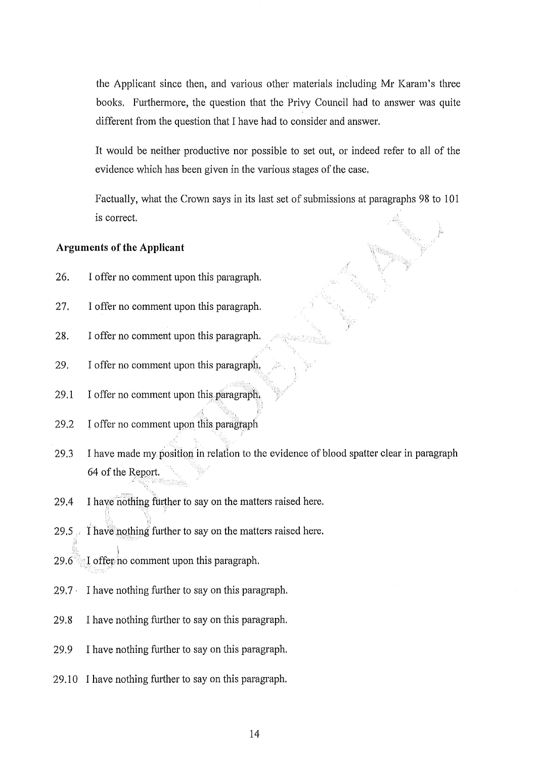the Applicant since then, and various other materials including Mr Karam's three books. Furthermore, the question that the Privy Council had to answer was quite different from the question that I have had to consider and answer.

It would be neither productive nor possible to set out, or indeed refer to all of the evidence which has been given in the various stages of the case.

Factually, what the Crown says in its last set of submissions at paragraphs 98 to 101 is correct.

**Arguments of the Applicant**

26. I offer no comment upon this paragraph.

27. I offer no comment upon this paragraph.

28. I offer no comment upon this paragraph.

29. I offer no comment upon this paragraph.

29.1 I offer no comment upon this paragraph.

29.2 I offer no comment upon this paragraph

29.3 I have made my position in relation to the evidence of blood spatter clear in paragraph 64 of the Report.

29.4 I have nothing further to say on the matters raised here.

29.5 I have nothing further to say on the matters raised here.

29.6 I offer no comment upon this paragraph.

29.7 I have nothing further to say on this paragraph.

29.8 I have nothing further to say on this paragraph.

29.9 I have nothing further to say on this paragraph.

29.10 I have nothing further to say on this paragraph.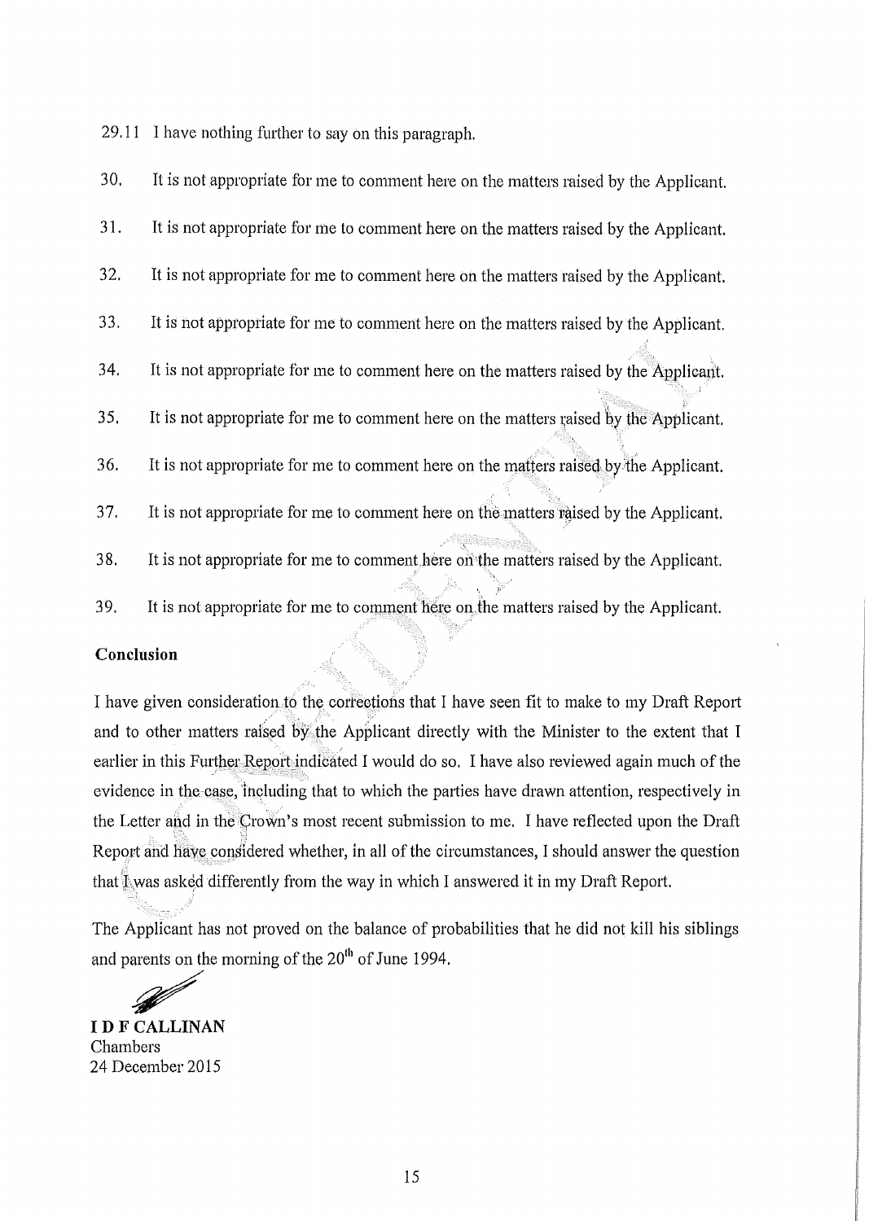29.11 I have nothing further to say on this paragraph.

30. It is not appropriate for me to comment here on the matters raised by the Applicant.

31. It is not appropriate for me to comment here on the matters raised by the Applicant.

32. It is not appropriate for me to comment here on the matters raised by the Applicant.

33. It is not appropriate for me to comment here on the matters raised by the Applicant.

34. It is not appropriate for me to comment here on the matters raised by the Applicant.

35. It is not appropriate for me to comment here on the matters raised by the Applicant.

36. It is not appropriate for me to comment here on the matters raised by the Applicant.

37. It is not appropriate for me to comment here on the matters raised by the Applicant.

38. It is not appropriate for me to comment here on the matters raised by the Applicant.

39. It is not appropriate for me to comment here on the matters raised by the Applicant.

**Conclusion**

I have given consideration to the corrections that I have seen fit to make to my Draft Report and to other matters raised by the Applicant directly with the Minister to the extent that I earlier in this Further Report indicated I would do so. I have also reviewed again much of the evidence in the case, including that to which the parties have drawn attention, respectively in the Letter and in the Crown's most recent submission to me. I have reflected upon the Draft Report and have considered whether, in all of the circumstances, I should answer the question that I was asked differently from the way in which I answered it in my Draft Report.

The Applicant has not proved on the balance of probabilities that he did not kill his siblings and parents on the morning of the 20th of June 1994.

**I D F CALLINAN**
Chambers
24 December 2015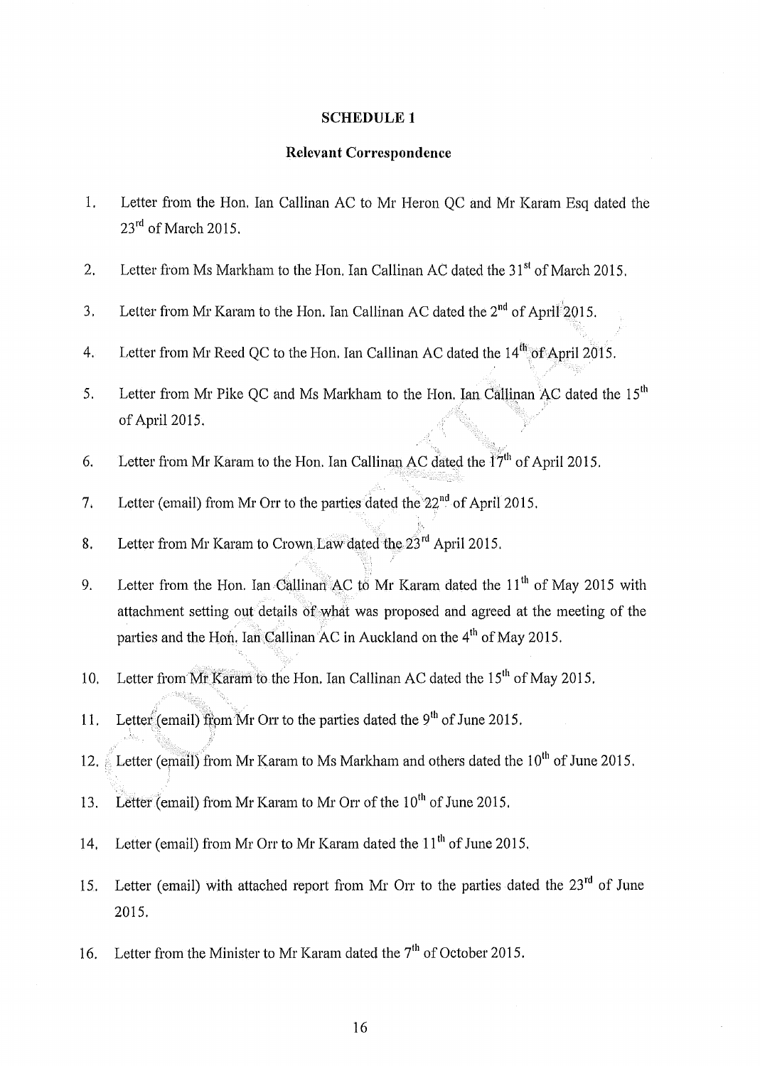**SCHEDULE 1**

**Relevant Correspondence**

1. Letter from the Hon. Ian Callinan AC to Mr Heron QC and Mr Karam Esq dated the 23rd of March 2015.

2. Letter from Ms Markham to the Hon. Ian Callinan AC dated the 31st of March 2015.

3. Letter from Mr Karam to the Hon. Ian Callinan AC dated the 2nd of April 2015.

4. Letter from Mr Reed QC to the Hon. Ian Callinan AC dated the 14th of April 2015.

5. Letter from Mr Pike QC and Ms Markham to the Hon. Ian Callinan AC dated the 15th of April 2015.

6. Letter from Mr Karam to the Hon. Ian Callinan AC dated the 17th of April 2015.

7. Letter (email) from Mr Orr to the parties dated the 22nd of April 2015.

8. Letter from Mr Karam to Crown Law dated the 23rd April 2015.

9. Letter from the Hon. Ian Callinan AC to Mr Karam dated the 11th of May 2015 with attachment setting out details of what was proposed and agreed at the meeting of the parties and the Hon. Ian Callinan AC in Auckland on the 4th of May 2015.

10. Letter from Mr Karam to the Hon. Ian Callinan AC dated the 15th of May 2015.

11. Letter (email) from Mr Orr to the parties dated the 9th of June 2015.

12. Letter (email) from Mr Karam to Ms Markham and others dated the 10th of June 2015.

13. Letter (email) from Mr Karam to Mr Orr of the 10th of June 2015.

14. Letter (email) from Mr Orr to Mr Karam dated the 11th of June 2015.

15. Letter (email) with attached report from Mr Orr to the parties dated the 23rd of June 2015.

16. Letter from the Minister to Mr Karam dated the 7th of October 2015.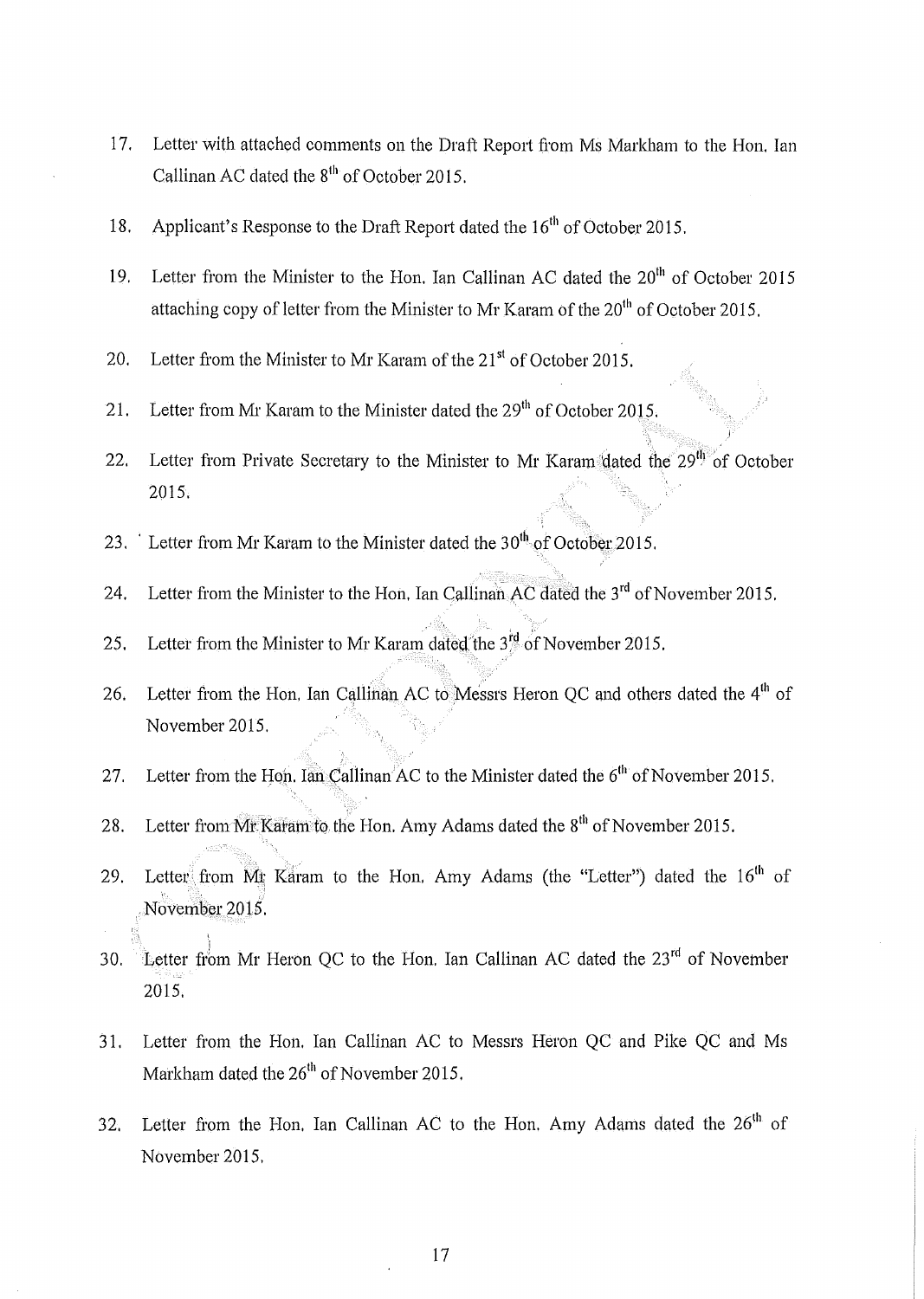17. Letter with attached comments on the Draft Report from Ms Markham to the Hon. Ian Callinan AC dated the 8th of October 2015.

18. Applicant's Response to the Draft Report dated the 16th of October 2015.

19. Letter from the Minister to the Hon. Ian Callinan AC dated the 20th of October 2015 attaching copy of letter from the Minister to Mr Karam of the 20th of October 2015.

20. Letter from the Minister to Mr Karam of the 21st of October 2015.

21. Letter from Mr Karam to the Minister dated the 29th of October 2015.

22. Letter from Private Secretary to the Minister to Mr Karam dated the 29th of October 2015.

23. Letter from Mr Karam to the Minister dated the 30th of October 2015.

24. Letter from the Minister to the Hon. Ian Callinan AC dated the 3rd of November 2015.

25. Letter from the Minister to Mr Karam dated the 3rd of November 2015.

26. Letter from the Hon. Ian Callinan AC to Messrs Heron QC and others dated the 4th of November 2015.

27. Letter from the Hon. Ian Callinan AC to the Minister dated the 6th of November 2015.

28. Letter from Mr Karam to the Hon. Amy Adams dated the 8th of November 2015.

29. Letter from Mr Karam to the Hon. Amy Adams (the "Letter") dated the 16th of November 2015.

30. Letter from Mr Heron QC to the Hon. Ian Callinan AC dated the 23rd of November 2015.

31. Letter from the Hon. Ian Callinan AC to Messrs Heron QC and Pike QC and Ms Markham dated the 26th of November 2015.

32. Letter from the Hon. Ian Callinan AC to the Hon. Amy Adams dated the 26th of November 2015.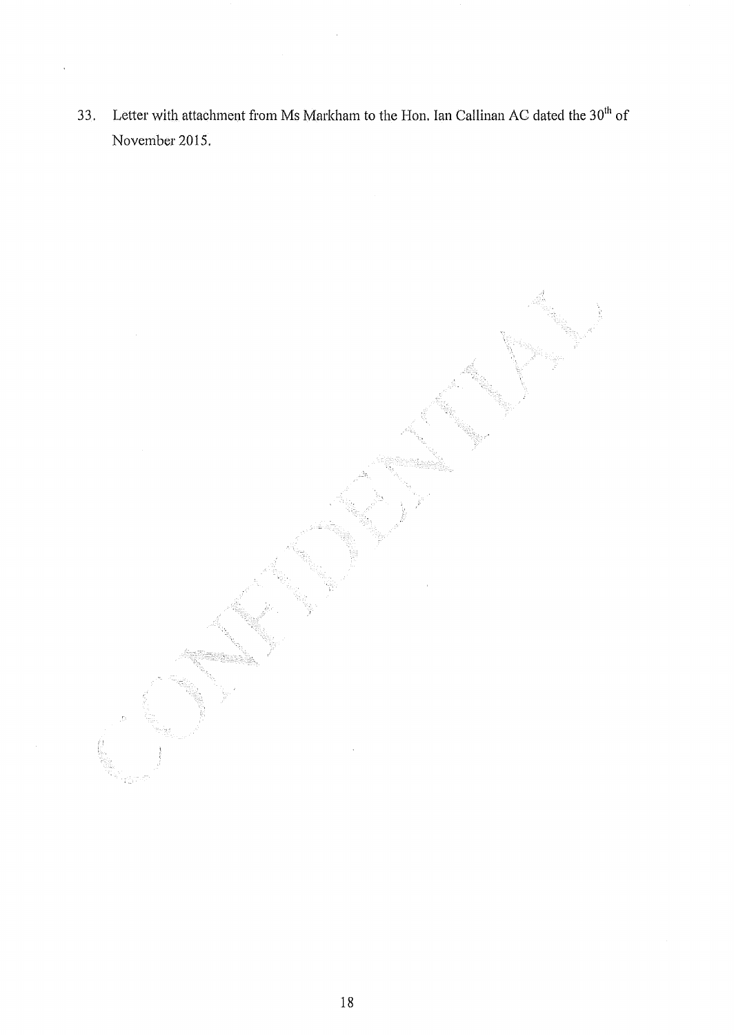33. Letter with attachment from Ms Markham to the Hon. Ian Callinan AC dated the 30th of November 2015.

CONFIDENTIAL